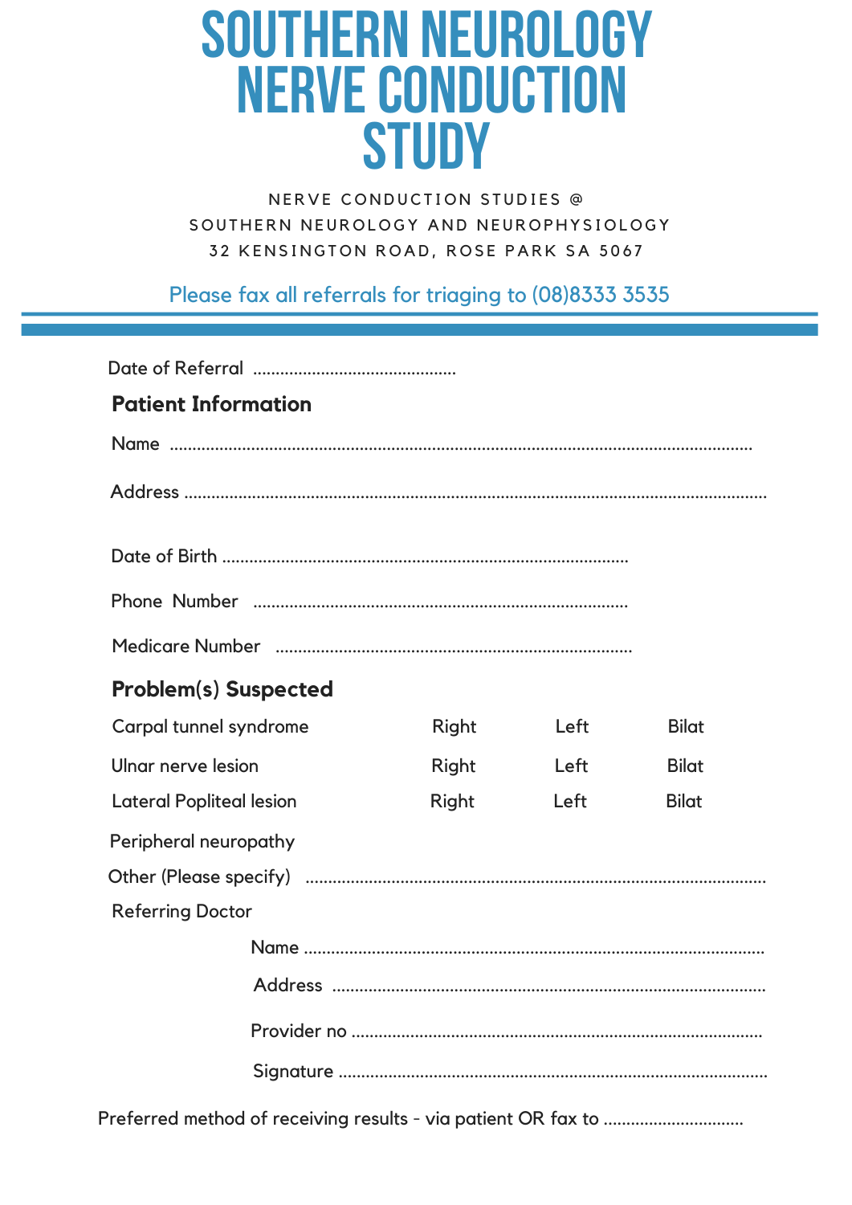# SOUTHERN NEUROLOGY NERVE CONDUCTION STUDY

NERVE CONDUCTION STUDIES @
SOUTHERN NEUROLOGY AND NEUROPHYSIOLOGY
32 KENSINGTON ROAD, ROSE PARK SA 5067

Please fax all referrals for triaging to (08)8333 3535

Date of Referral ............................................

## Patient Information

Name ..........................................................................................................................

Address ..........................................................................................................................

Date of Birth ........................................................................................

Phone Number ..................................................................................

Medicare Number ..............................................................................

## Problem(s) Suspected

| | | | |
|---|---|---|---|
| Carpal tunnel syndrome | Right | Left | Bilat |
| Ulnar nerve lesion | Right | Left | Bilat |
| Lateral Popliteal lesion | Right | Left | Bilat |

Peripheral neuropathy

Other (Please specify) ....................................................................................................

Referring Doctor

Name ....................................................................................................

Address ...............................................................................................

Provider no ..........................................................................................

Signature .............................................................................................

Preferred method of receiving results - via patient OR fax to ...............................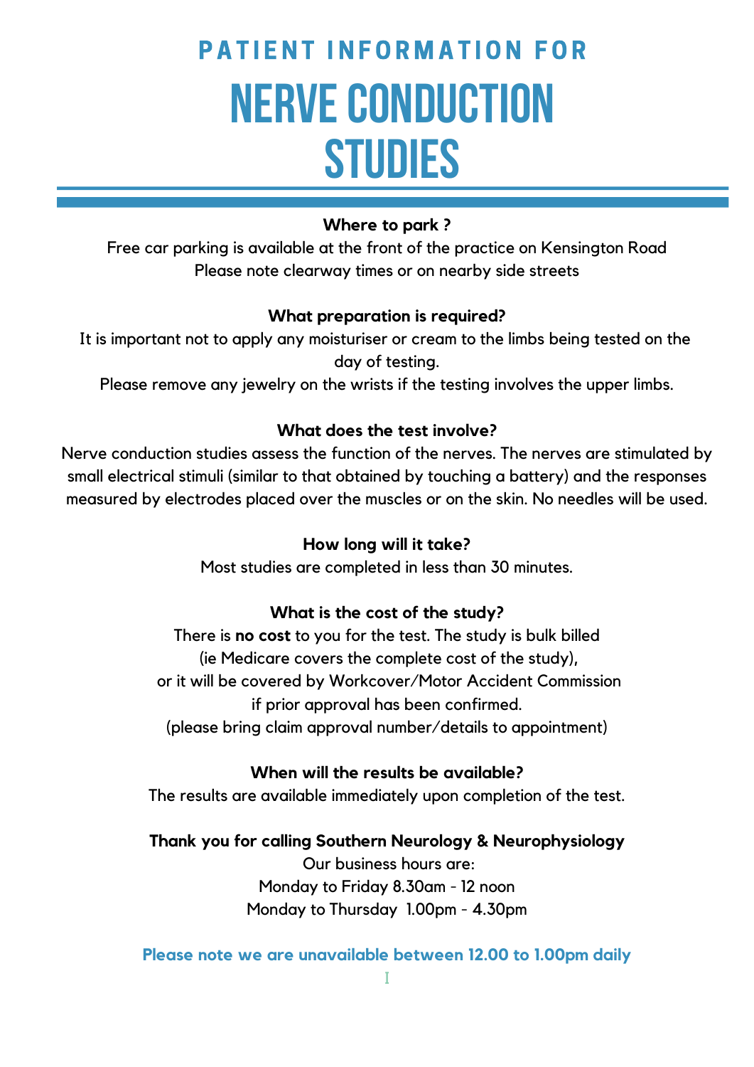## PATIENT INFORMATION FOR

# NERVE CONDUCTION STUDIES

**Where to park ?**

Free car parking is available at the front of the practice on Kensington Road
Please note clearway times or on nearby side streets

**What preparation is required?**

It is important not to apply any moisturiser or cream to the limbs being tested on the day of testing.
Please remove any jewelry on the wrists if the testing involves the upper limbs.

**What does the test involve?**

Nerve conduction studies assess the function of the nerves. The nerves are stimulated by small electrical stimuli (similar to that obtained by touching a battery) and the responses measured by electrodes placed over the muscles or on the skin. No needles will be used.

**How long will it take?**

Most studies are completed in less than 30 minutes.

**What is the cost of the study?**

There is **no cost** to you for the test. The study is bulk billed
(ie Medicare covers the complete cost of the study),
or it will be covered by Workcover/Motor Accident Commission
if prior approval has been confirmed.
(please bring claim approval number/details to appointment)

**When will the results be available?**

The results are available immediately upon completion of the test.

**Thank you for calling Southern Neurology & Neurophysiology**

Our business hours are:
Monday to Friday 8.30am - 12 noon
Monday to Thursday 1.00pm - 4.30pm

**Please note we are unavailable between 12.00 to 1.00pm daily**